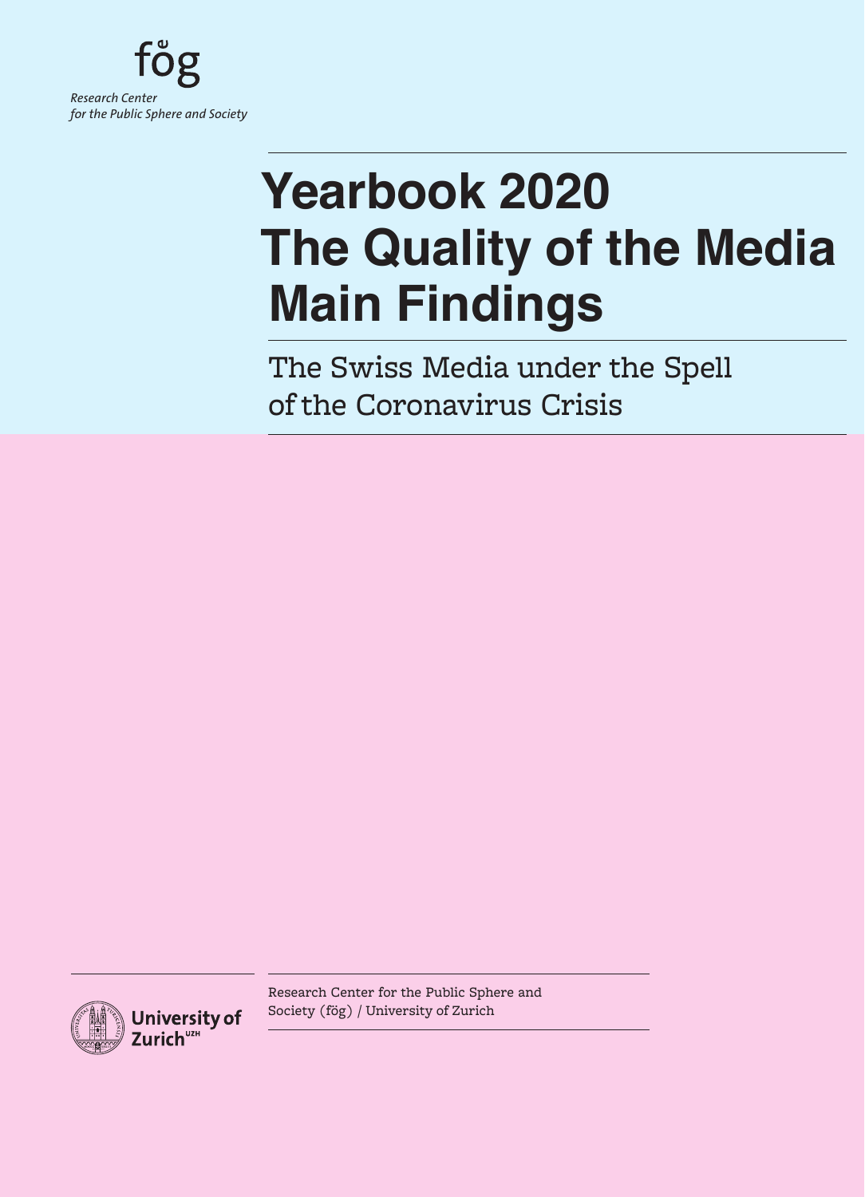fög

*Research Center for the Public Sphere and Society*

# Yearbook 2020 The Quality of the Media Main Findings

## The Swiss Media under the Spell of the Coronavirus Crisis

University of Zurich[UZH]

Research Center for the Public Sphere and Society (fög) / University of Zurich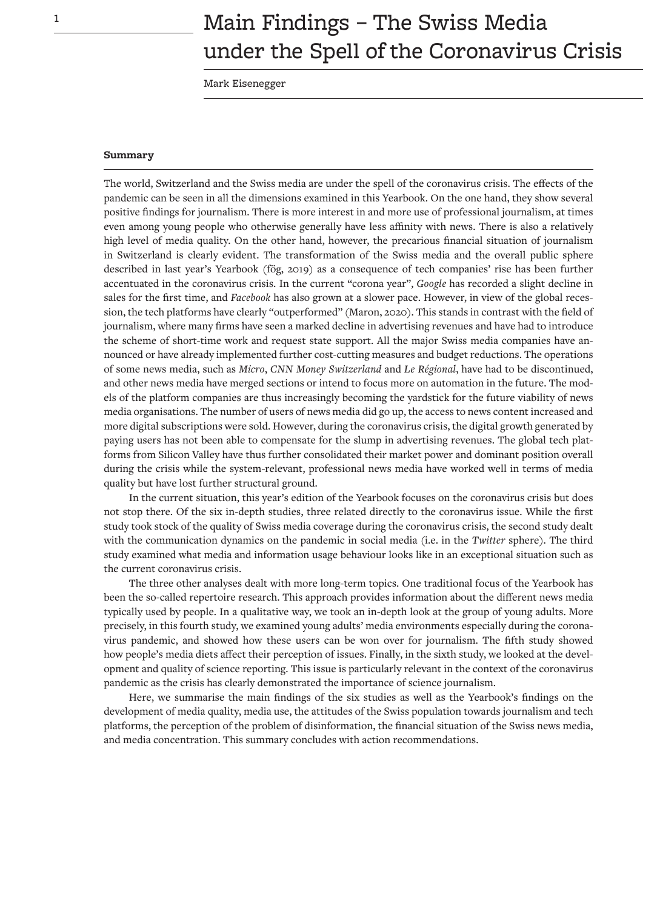# Main Findings – The Swiss Media under the Spell of the Coronavirus Crisis

Mark Eisenegger

## Summary

The world, Switzerland and the Swiss media are under the spell of the coronavirus crisis. The effects of the pandemic can be seen in all the dimensions examined in this Yearbook. On the one hand, they show several positive findings for journalism. There is more interest in and more use of professional journalism, at times even among young people who otherwise generally have less affinity with news. There is also a relatively high level of media quality. On the other hand, however, the precarious financial situation of journalism in Switzerland is clearly evident. The transformation of the Swiss media and the overall public sphere described in last year's Yearbook (fög, 2019) as a consequence of tech companies' rise has been further accentuated in the coronavirus crisis. In the current "corona year", *Google* has recorded a slight decline in sales for the first time, and *Facebook* has also grown at a slower pace. However, in view of the global recession, the tech platforms have clearly "outperformed" (Maron, 2020). This stands in contrast with the field of journalism, where many firms have seen a marked decline in advertising revenues and have had to introduce the scheme of short-time work and request state support. All the major Swiss media companies have announced or have already implemented further cost-cutting measures and budget reductions. The operations of some news media, such as *Micro*, *CNN Money Switzerland* and *Le Régional*, have had to be discontinued, and other news media have merged sections or intend to focus more on automation in the future. The models of the platform companies are thus increasingly becoming the yardstick for the future viability of news media organisations. The number of users of news media did go up, the access to news content increased and more digital subscriptions were sold. However, during the coronavirus crisis, the digital growth generated by paying users has not been able to compensate for the slump in advertising revenues. The global tech platforms from Silicon Valley have thus further consolidated their market power and dominant position overall during the crisis while the system-relevant, professional news media have worked well in terms of media quality but have lost further structural ground.

In the current situation, this year's edition of the Yearbook focuses on the coronavirus crisis but does not stop there. Of the six in-depth studies, three related directly to the coronavirus issue. While the first study took stock of the quality of Swiss media coverage during the coronavirus crisis, the second study dealt with the communication dynamics on the pandemic in social media (i.e. in the *Twitter* sphere). The third study examined what media and information usage behaviour looks like in an exceptional situation such as the current coronavirus crisis.

The three other analyses dealt with more long-term topics. One traditional focus of the Yearbook has been the so-called repertoire research. This approach provides information about the different news media typically used by people. In a qualitative way, we took an in-depth look at the group of young adults. More precisely, in this fourth study, we examined young adults' media environments especially during the coronavirus pandemic, and showed how these users can be won over for journalism. The fifth study showed how people's media diets affect their perception of issues. Finally, in the sixth study, we looked at the development and quality of science reporting. This issue is particularly relevant in the context of the coronavirus pandemic as the crisis has clearly demonstrated the importance of science journalism.

Here, we summarise the main findings of the six studies as well as the Yearbook's findings on the development of media quality, media use, the attitudes of the Swiss population towards journalism and tech platforms, the perception of the problem of disinformation, the financial situation of the Swiss news media, and media concentration. This summary concludes with action recommendations.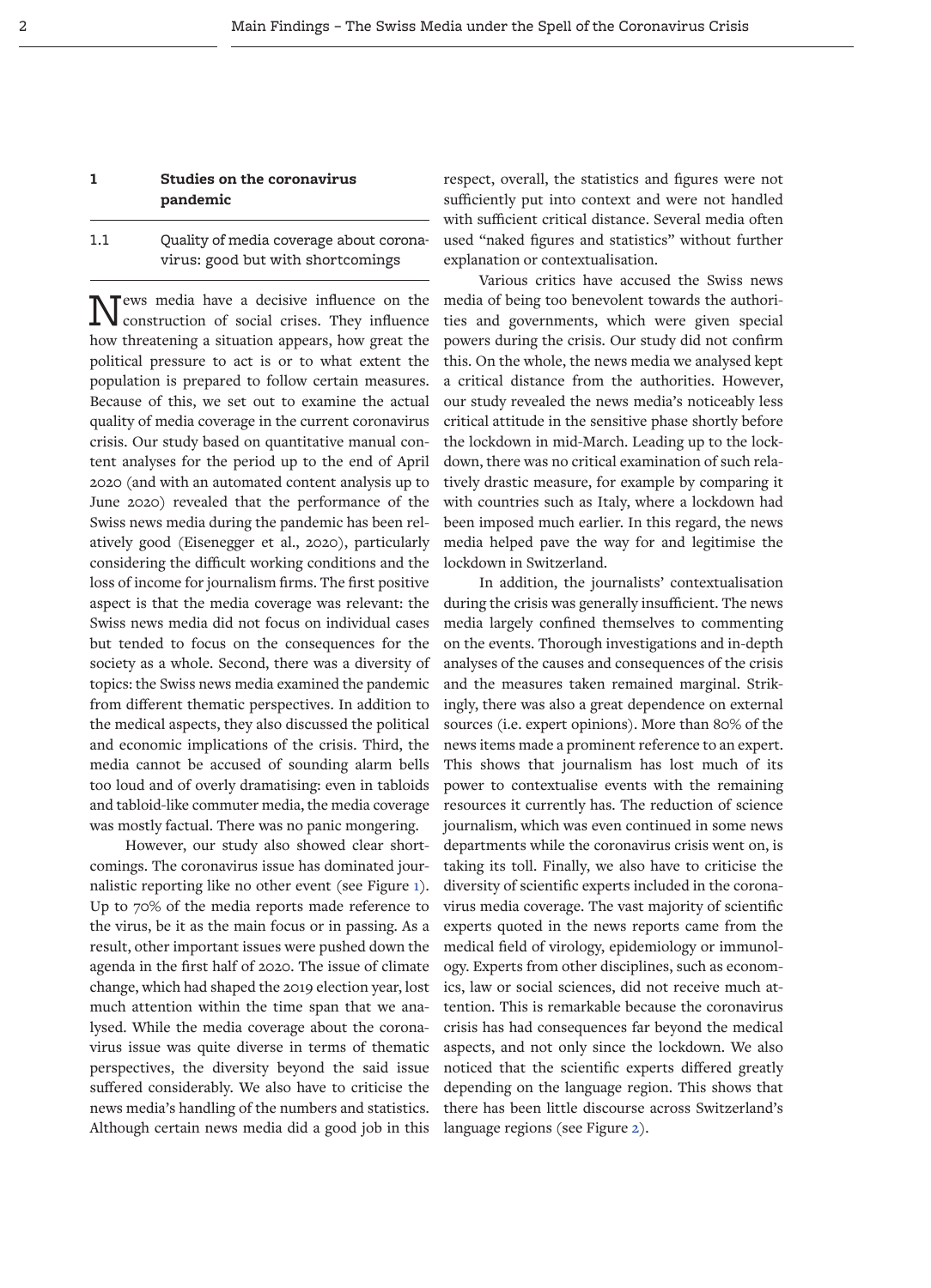## 1 Studies on the coronavirus pandemic

### 1.1 Quality of media coverage about coronavirus: good but with shortcomings

News media have a decisive influence on the construction of social crises. They influence how threatening a situation appears, how great the political pressure to act is or to what extent the population is prepared to follow certain measures. Because of this, we set out to examine the actual quality of media coverage in the current coronavirus crisis. Our study based on quantitative manual content analyses for the period up to the end of April 2020 (and with an automated content analysis up to June 2020) revealed that the performance of the Swiss news media during the pandemic has been relatively good (Eisenegger et al., 2020), particularly considering the difficult working conditions and the loss of income for journalism firms. The first positive aspect is that the media coverage was relevant: the Swiss news media did not focus on individual cases but tended to focus on the consequences for the society as a whole. Second, there was a diversity of topics: the Swiss news media examined the pandemic from different thematic perspectives. In addition to the medical aspects, they also discussed the political and economic implications of the crisis. Third, the media cannot be accused of sounding alarm bells too loud and of overly dramatising: even in tabloids and tabloid-like commuter media, the media coverage was mostly factual. There was no panic mongering.

However, our study also showed clear shortcomings. The coronavirus issue has dominated journalistic reporting like no other event (see Figure 1). Up to 70% of the media reports made reference to the virus, be it as the main focus or in passing. As a result, other important issues were pushed down the agenda in the first half of 2020. The issue of climate change, which had shaped the 2019 election year, lost much attention within the time span that we analysed. While the media coverage about the coronavirus issue was quite diverse in terms of thematic perspectives, the diversity beyond the said issue suffered considerably. We also have to criticise the news media's handling of the numbers and statistics. Although certain news media did a good job in this respect, overall, the statistics and figures were not sufficiently put into context and were not handled with sufficient critical distance. Several media often used "naked figures and statistics" without further explanation or contextualisation.

Various critics have accused the Swiss news media of being too benevolent towards the authorities and governments, which were given special powers during the crisis. Our study did not confirm this. On the whole, the news media we analysed kept a critical distance from the authorities. However, our study revealed the news media's noticeably less critical attitude in the sensitive phase shortly before the lockdown in mid-March. Leading up to the lockdown, there was no critical examination of such relatively drastic measure, for example by comparing it with countries such as Italy, where a lockdown had been imposed much earlier. In this regard, the news media helped pave the way for and legitimise the lockdown in Switzerland.

In addition, the journalists' contextualisation during the crisis was generally insufficient. The news media largely confined themselves to commenting on the events. Thorough investigations and in-depth analyses of the causes and consequences of the crisis and the measures taken remained marginal. Strikingly, there was also a great dependence on external sources (i.e. expert opinions). More than 80% of the news items made a prominent reference to an expert. This shows that journalism has lost much of its power to contextualise events with the remaining resources it currently has. The reduction of science journalism, which was even continued in some news departments while the coronavirus crisis went on, is taking its toll. Finally, we also have to criticise the diversity of scientific experts included in the coronavirus media coverage. The vast majority of scientific experts quoted in the news reports came from the medical field of virology, epidemiology or immunology. Experts from other disciplines, such as economics, law or social sciences, did not receive much attention. This is remarkable because the coronavirus crisis has had consequences far beyond the medical aspects, and not only since the lockdown. We also noticed that the scientific experts differed greatly depending on the language region. This shows that there has been little discourse across Switzerland's language regions (see Figure 2).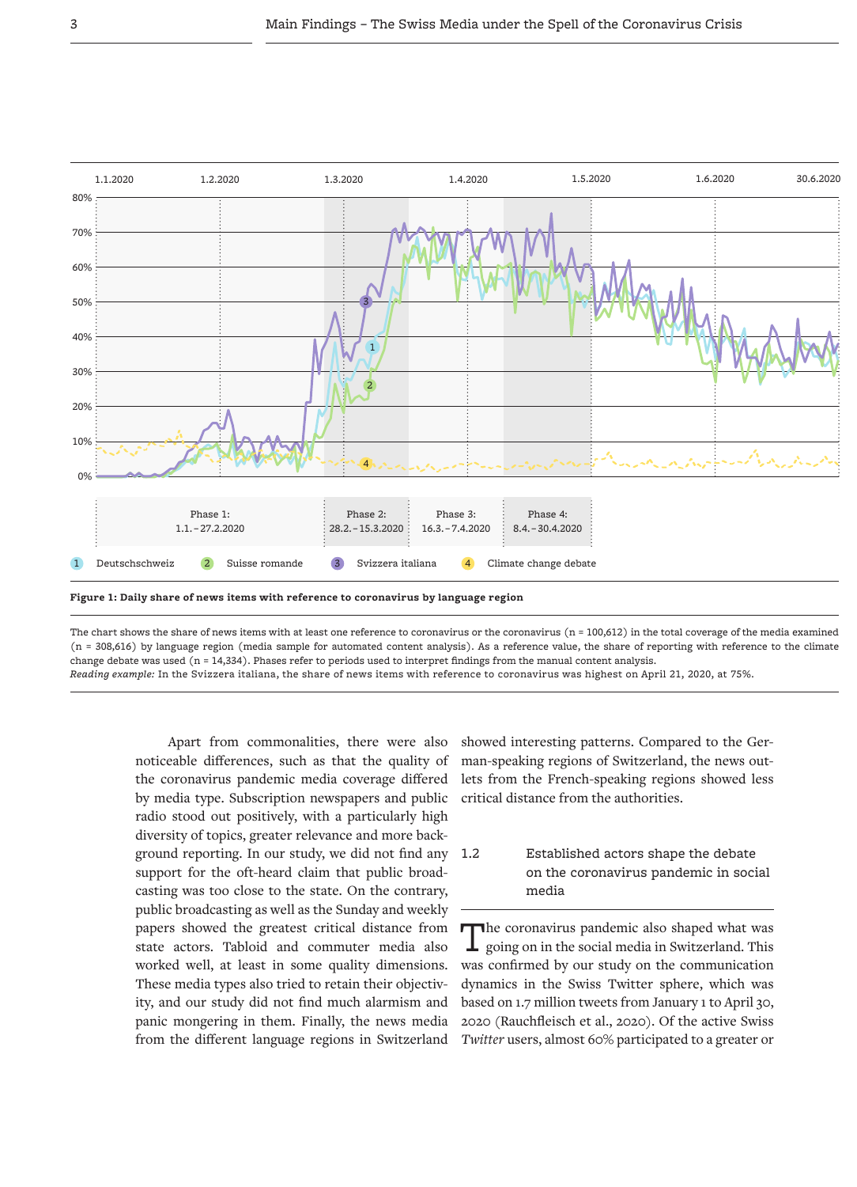**Figure 1: Daily share of news items with reference to coronavirus by language region**

The chart shows the share of news items with at least one reference to coronavirus or the coronavirus (n = 100,612) in the total coverage of the media examined (n = 308,616) by language region (media sample for automated content analysis). As a reference value, the share of reporting with reference to the climate change debate was used (n = 14,334). Phases refer to periods used to interpret findings from the manual content analysis.
*Reading example:* In the Svizzera italiana, the share of news items with reference to coronavirus was highest on April 21, 2020, at 75%.

Apart from commonalities, there were also noticeable differences, such as that the quality of the coronavirus pandemic media coverage differed by media type. Subscription newspapers and public radio stood out positively, with a particularly high diversity of topics, greater relevance and more background reporting. In our study, we did not find any support for the oft-heard claim that public broadcasting was too close to the state. On the contrary, public broadcasting as well as the Sunday and weekly papers showed the greatest critical distance from state actors. Tabloid and commuter media also worked well, at least in some quality dimensions. These media types also tried to retain their objectivity, and our study did not find much alarmism and panic mongering in them. Finally, the news media from the different language regions in Switzerland showed interesting patterns. Compared to the German-speaking regions of Switzerland, the news outlets from the French-speaking regions showed less critical distance from the authorities.

## 1.2 Established actors shape the debate on the coronavirus pandemic in social media

The coronavirus pandemic also shaped what was going on in the social media in Switzerland. This was confirmed by our study on the communication dynamics in the Swiss Twitter sphere, which was based on 1.7 million tweets from January 1 to April 30, 2020 (Rauchfleisch et al., 2020). Of the active Swiss *Twitter* users, almost 60% participated to a greater or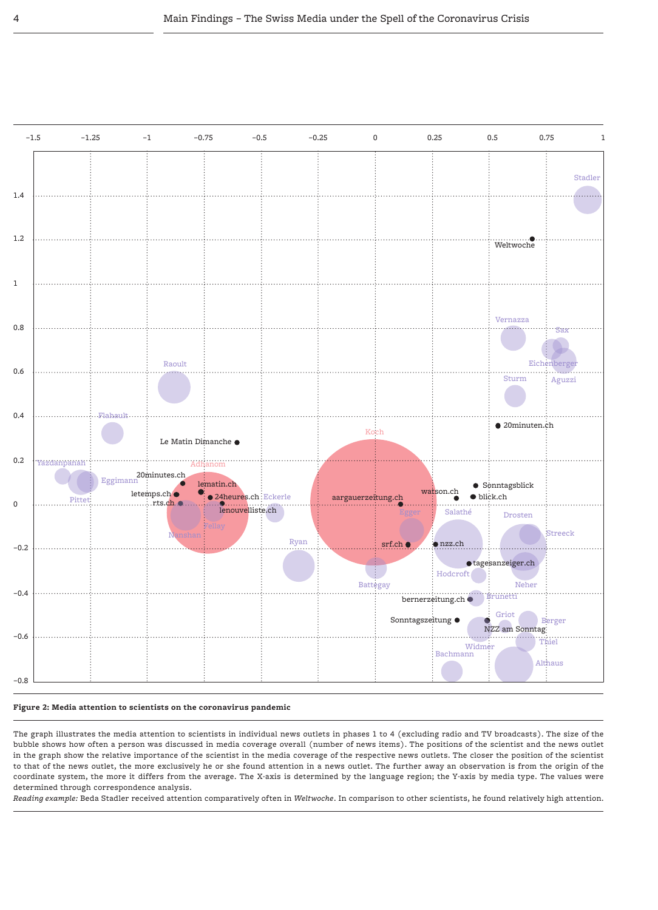**Figure 2: Media attention to scientists on the coronavirus pandemic**

The graph illustrates the media attention to scientists in individual news outlets in phases 1 to 4 (excluding radio and TV broadcasts). The size of the bubble shows how often a person was discussed in media coverage overall (number of news items). The positions of the scientist and the news outlet in the graph show the relative importance of the scientist in the media coverage of the respective news outlets. The closer the position of the scientist to that of the news outlet, the more exclusively he or she found attention in a news outlet. The further away an observation is from the origin of the coordinate system, the more it differs from the average. The X-axis is determined by the language region; the Y-axis by media type. The values were determined through correspondence analysis.

*Reading example:* Beda Stadler received attention comparatively often in *Weltwoche*. In comparison to other scientists, he found relatively high attention.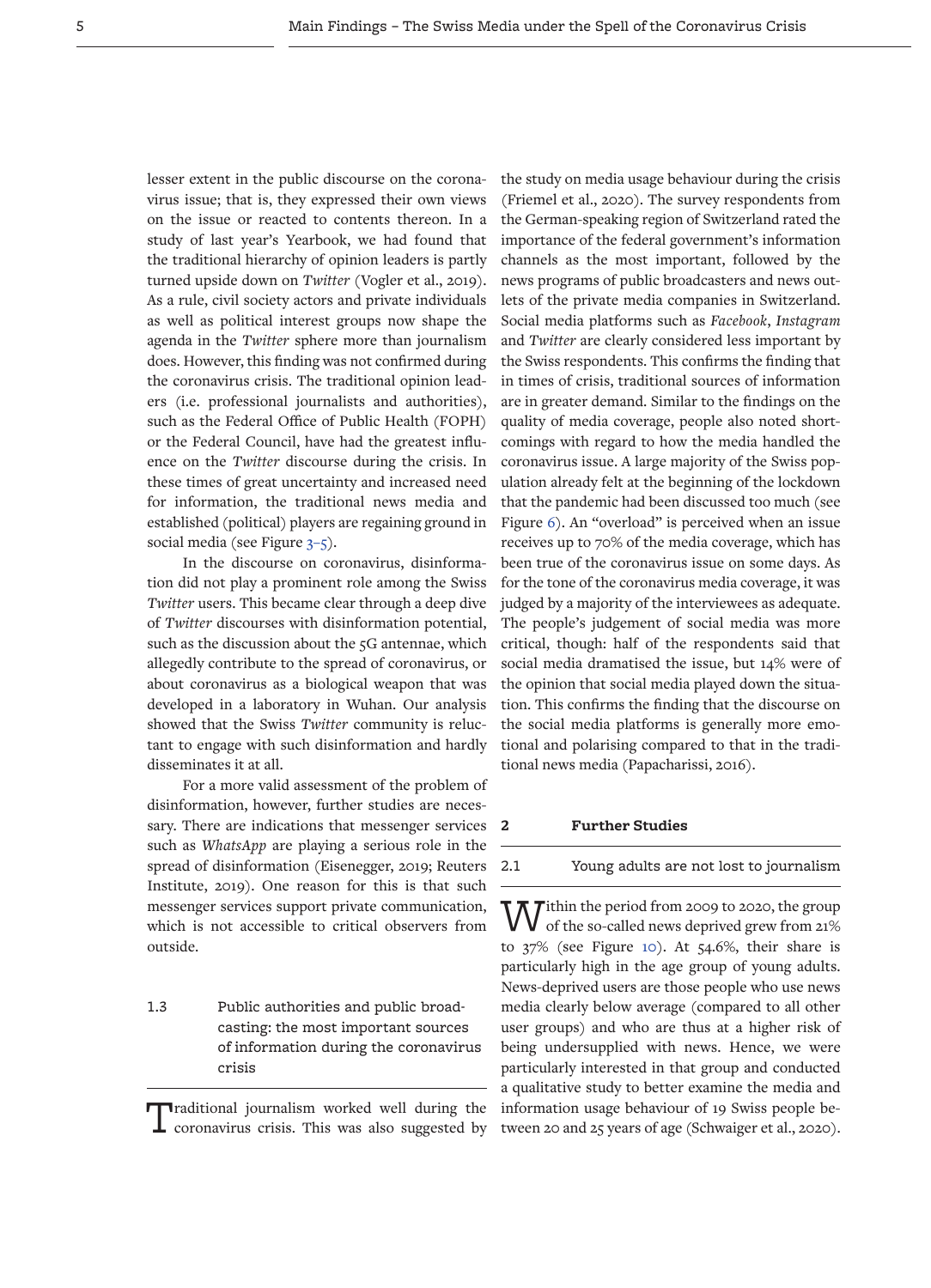lesser extent in the public discourse on the coronavirus issue; that is, they expressed their own views on the issue or reacted to contents thereon. In a study of last year's Yearbook, we had found that the traditional hierarchy of opinion leaders is partly turned upside down on *Twitter* (Vogler et al., 2019). As a rule, civil society actors and private individuals as well as political interest groups now shape the agenda in the *Twitter* sphere more than journalism does. However, this finding was not confirmed during the coronavirus crisis. The traditional opinion leaders (i.e. professional journalists and authorities), such as the Federal Office of Public Health (FOPH) or the Federal Council, have had the greatest influence on the *Twitter* discourse during the crisis. In these times of great uncertainty and increased need for information, the traditional news media and established (political) players are regaining ground in social media (see Figure 3–5).

In the discourse on coronavirus, disinformation did not play a prominent role among the Swiss *Twitter* users. This became clear through a deep dive of *Twitter* discourses with disinformation potential, such as the discussion about the 5G antennae, which allegedly contribute to the spread of coronavirus, or about coronavirus as a biological weapon that was developed in a laboratory in Wuhan. Our analysis showed that the Swiss *Twitter* community is reluctant to engage with such disinformation and hardly disseminates it at all.

For a more valid assessment of the problem of disinformation, however, further studies are necessary. There are indications that messenger services such as *WhatsApp* are playing a serious role in the spread of disinformation (Eisenegger, 2019; Reuters Institute, 2019). One reason for this is that such messenger services support private communication, which is not accessible to critical observers from outside.

### 1.3 Public authorities and public broadcasting: the most important sources of information during the coronavirus crisis

Traditional journalism worked well during the coronavirus crisis. This was also suggested by the study on media usage behaviour during the crisis (Friemel et al., 2020). The survey respondents from the German-speaking region of Switzerland rated the importance of the federal government's information channels as the most important, followed by the news programs of public broadcasters and news outlets of the private media companies in Switzerland. Social media platforms such as *Facebook*, *Instagram* and *Twitter* are clearly considered less important by the Swiss respondents. This confirms the finding that in times of crisis, traditional sources of information are in greater demand. Similar to the findings on the quality of media coverage, people also noted shortcomings with regard to how the media handled the coronavirus issue. A large majority of the Swiss population already felt at the beginning of the lockdown that the pandemic had been discussed too much (see Figure 6). An "overload" is perceived when an issue receives up to 70% of the media coverage, which has been true of the coronavirus issue on some days. As for the tone of the coronavirus media coverage, it was judged by a majority of the interviewees as adequate. The people's judgement of social media was more critical, though: half of the respondents said that social media dramatised the issue, but 14% were of the opinion that social media played down the situation. This confirms the finding that the discourse on the social media platforms is generally more emotional and polarising compared to that in the traditional news media (Papacharissi, 2016).

## 2 Further Studies

### 2.1 Young adults are not lost to journalism

Within the period from 2009 to 2020, the group of the so-called news deprived grew from 21% to 37% (see Figure 10). At 54.6%, their share is particularly high in the age group of young adults. News-deprived users are those people who use news media clearly below average (compared to all other user groups) and who are thus at a higher risk of being undersupplied with news. Hence, we were particularly interested in that group and conducted a qualitative study to better examine the media and information usage behaviour of 19 Swiss people between 20 and 25 years of age (Schwaiger et al., 2020).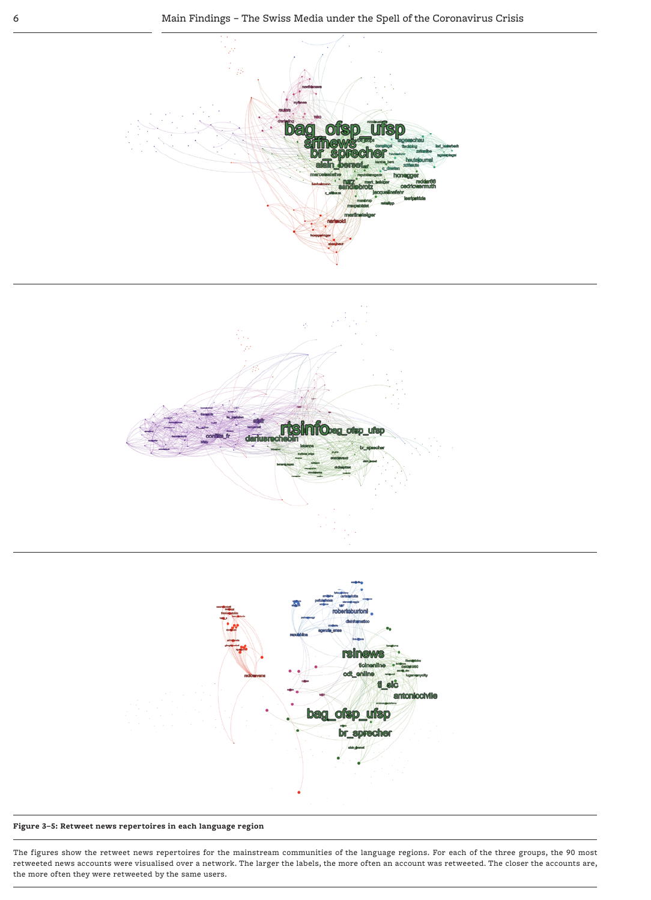**Figure 3–5: Retweet news repertoires in each language region**

The figures show the retweet news repertoires for the mainstream communities of the language regions. For each of the three groups, the 90 most retweeted news accounts were visualised over a network. The larger the labels, the more often an account was retweeted. The closer the accounts are, the more often they were retweeted by the same users.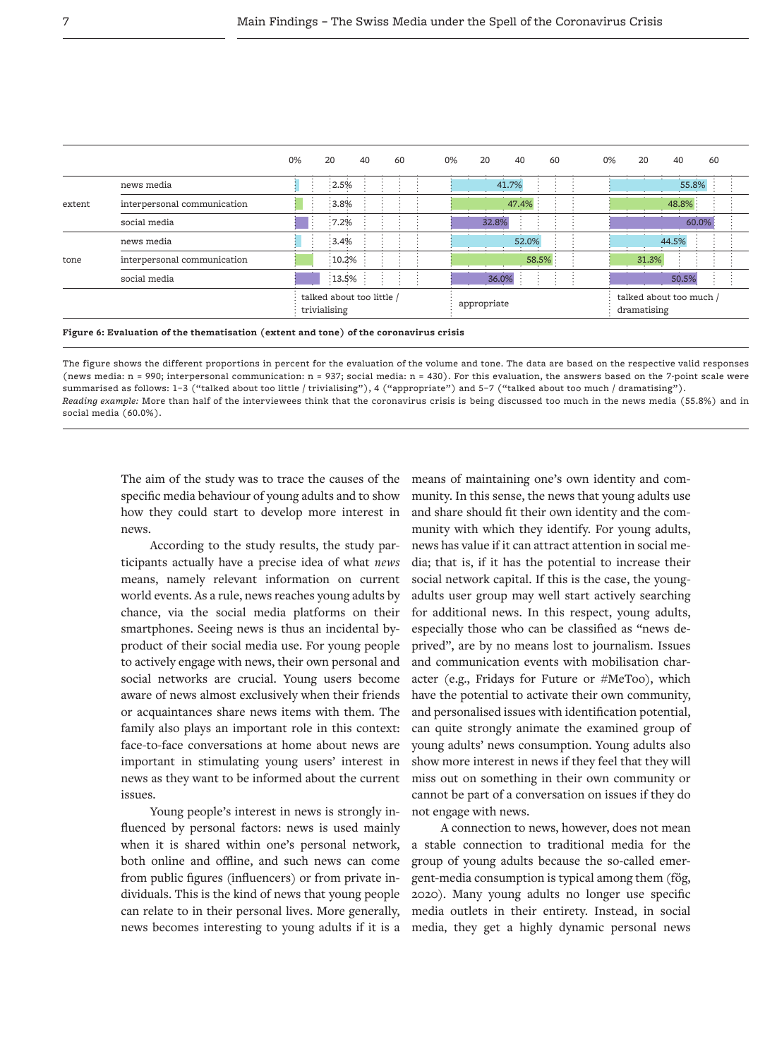| | | talked about too little / trivialising | appropriate | talked about too much / dramatising |
|---|---|---|---|---|
| extent | news media | 2.5% | 41.7% | 55.8% |
| | interpersonal communication | 3.8% | 47.4% | 48.8% |
| | social media | 7.2% | 32.8% | 60.0% |
| tone | news media | 3.4% | 52.0% | 44.5% |
| | interpersonal communication | 10.2% | 58.5% | 31.3% |
| | social media | 13.5% | 36.0% | 50.5% |

**Figure 6: Evaluation of the thematisation (extent and tone) of the coronavirus crisis**

The figure shows the different proportions in percent for the evaluation of the volume and tone. The data are based on the respective valid responses (news media: n = 990; interpersonal communication: n = 937; social media: n = 430). For this evaluation, the answers based on the 7-point scale were summarised as follows: 1–3 ("talked about too little / trivialising"), 4 ("appropriate") and 5–7 ("talked about too much / dramatising").
*Reading example:* More than half of the interviewees think that the coronavirus crisis is being discussed too much in the news media (55.8%) and in social media (60.0%).

The aim of the study was to trace the causes of the specific media behaviour of young adults and to show how they could start to develop more interest in news.

According to the study results, the study participants actually have a precise idea of what *news* means, namely relevant information on current world events. As a rule, news reaches young adults by chance, via the social media platforms on their smartphones. Seeing news is thus an incidental by-product of their social media use. For young people to actively engage with news, their own personal and social networks are crucial. Young users become aware of news almost exclusively when their friends or acquaintances share news items with them. The family also plays an important role in this context: face-to-face conversations at home about news are important in stimulating young users' interest in news as they want to be informed about the current issues.

Young people's interest in news is strongly influenced by personal factors: news is used mainly when it is shared within one's personal network, both online and offline, and such news can come from public figures (influencers) or from private individuals. This is the kind of news that young people can relate to in their personal lives. More generally, news becomes interesting to young adults if it is a means of maintaining one's own identity and community. In this sense, the news that young adults use and share should fit their own identity and the community with which they identify. For young adults, news has value if it can attract attention in social media; that is, if it has the potential to increase their social network capital. If this is the case, the young-adults user group may well start actively searching for additional news. In this respect, young adults, especially those who can be classified as "news deprived", are by no means lost to journalism. Issues and communication events with mobilisation character (e.g., Fridays for Future or #MeToo), which have the potential to activate their own community, and personalised issues with identification potential, can quite strongly animate the examined group of young adults' news consumption. Young adults also show more interest in news if they feel that they will miss out on something in their own community or cannot be part of a conversation on issues if they do not engage with news.

A connection to news, however, does not mean a stable connection to traditional media for the group of young adults because the so-called emergent-media consumption is typical among them (fög, 2020). Many young adults no longer use specific media outlets in their entirety. Instead, in social media, they get a highly dynamic personal news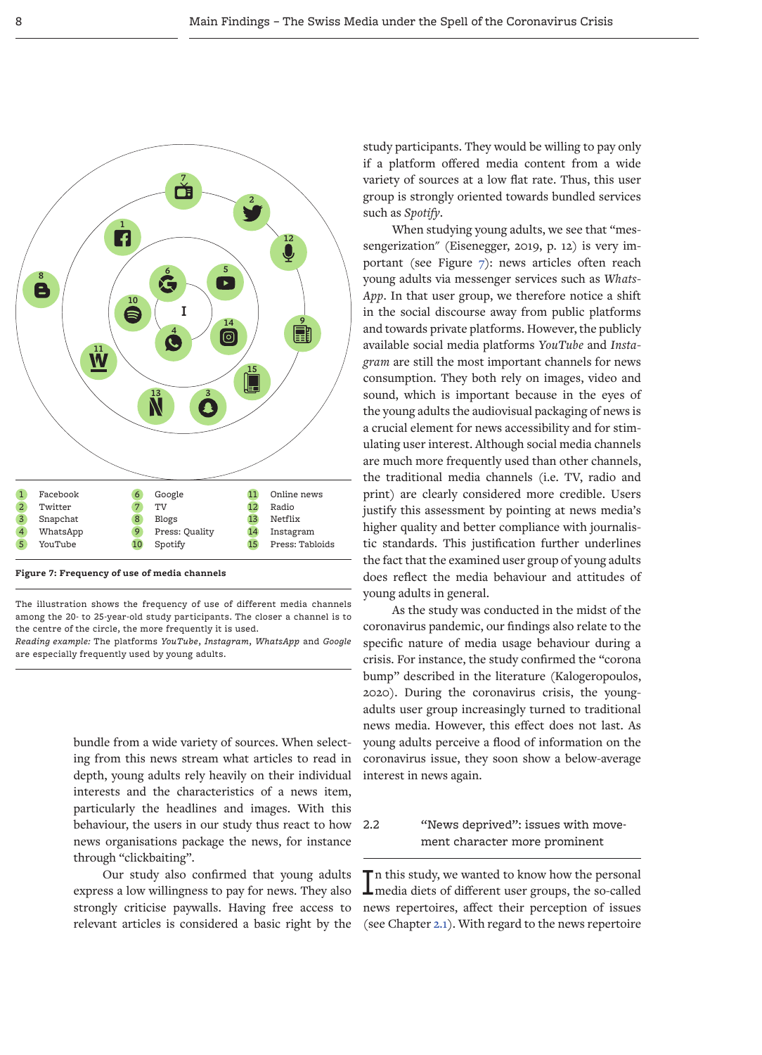| | | | | | |
|---|---|---|---|---|---|
| 1 | Facebook | 6 | Google | 11 | Online news |
| 2 | Twitter | 7 | TV | 12 | Radio |
| 3 | Snapchat | 8 | Blogs | 13 | Netflix |
| 4 | WhatsApp | 9 | Press: Quality | 14 | Instagram |
| 5 | YouTube | 10 | Spotify | 15 | Press: Tabloids |

**Figure 7: Frequency of use of media channels**

The illustration shows the frequency of use of different media channels among the 20- to 25-year-old study participants. The closer a channel is to the centre of the circle, the more frequently it is used.
*Reading example:* The platforms *YouTube*, *Instagram*, *WhatsApp* and *Google* are especially frequently used by young adults.

bundle from a wide variety of sources. When selecting from this news stream what articles to read in depth, young adults rely heavily on their individual interests and the characteristics of a news item, particularly the headlines and images. With this behaviour, the users in our study thus react to how news organisations package the news, for instance through "clickbaiting".

Our study also confirmed that young adults express a low willingness to pay for news. They also strongly criticise paywalls. Having free access to relevant articles is considered a basic right by the study participants. They would be willing to pay only if a platform offered media content from a wide variety of sources at a low flat rate. Thus, this user group is strongly oriented towards bundled services such as *Spotify*.

When studying young adults, we see that "messengerization" (Eisenegger, 2019, p. 12) is very important (see Figure 7): news articles often reach young adults via messenger services such as *WhatsApp*. In that user group, we therefore notice a shift in the social discourse away from public platforms and towards private platforms. However, the publicly available social media platforms *YouTube* and *Instagram* are still the most important channels for news consumption. They both rely on images, video and sound, which is important because in the eyes of the young adults the audiovisual packaging of news is a crucial element for news accessibility and for stimulating user interest. Although social media channels are much more frequently used than other channels, the traditional media channels (i.e. TV, radio and print) are clearly considered more credible. Users justify this assessment by pointing at news media's higher quality and better compliance with journalistic standards. This justification further underlines the fact that the examined user group of young adults does reflect the media behaviour and attitudes of young adults in general.

As the study was conducted in the midst of the coronavirus pandemic, our findings also relate to the specific nature of media usage behaviour during a crisis. For instance, the study confirmed the "corona bump" described in the literature (Kalogeropoulos, 2020). During the coronavirus crisis, the young-adults user group increasingly turned to traditional news media. However, this effect does not last. As young adults perceive a flood of information on the coronavirus issue, they soon show a below-average interest in news again.

## 2.2 "News deprived": issues with movement character more prominent

In this study, we wanted to know how the personal media diets of different user groups, the so-called news repertoires, affect their perception of issues (see Chapter 2.1). With regard to the news repertoire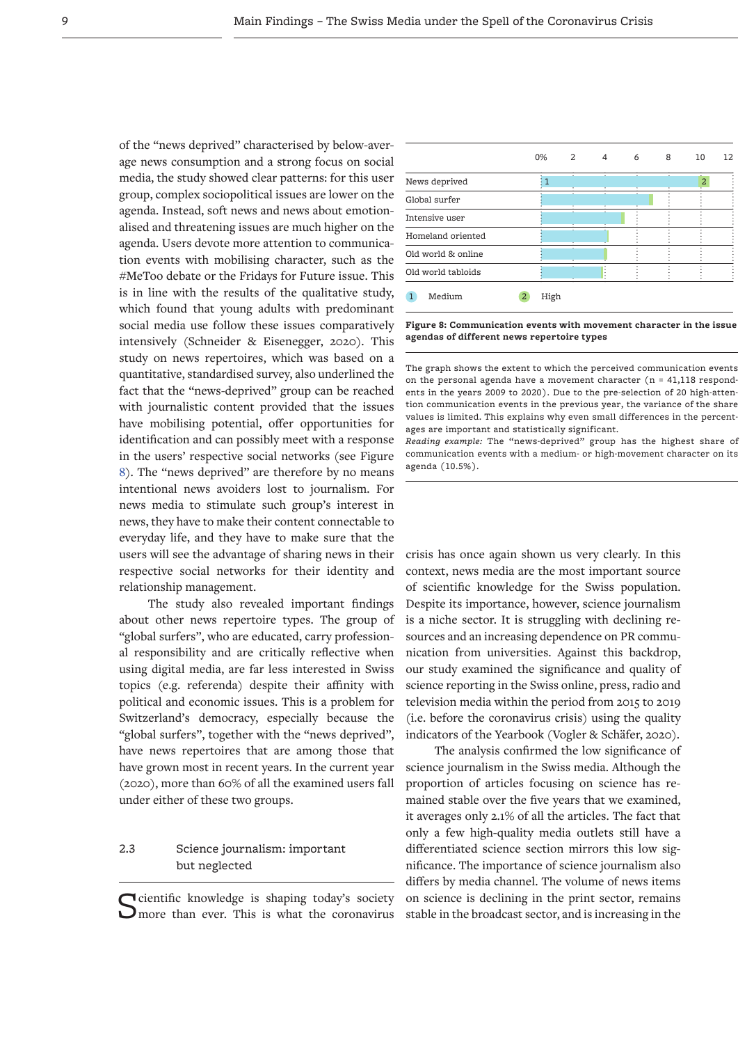of the "news deprived" characterised by below-average news consumption and a strong focus on social media, the study showed clear patterns: for this user group, complex sociopolitical issues are lower on the agenda. Instead, soft news and news about emotionalised and threatening issues are much higher on the agenda. Users devote more attention to communication events with mobilising character, such as the #MeToo debate or the Fridays for Future issue. This is in line with the results of the qualitative study, which found that young adults with predominant social media use follow these issues comparatively intensively (Schneider & Eisenegger, 2020). This study on news repertoires, which was based on a quantitative, standardised survey, also underlined the fact that the "news-deprived" group can be reached with journalistic content provided that the issues have mobilising potential, offer opportunities for identification and can possibly meet with a response in the users' respective social networks (see Figure 8). The "news deprived" are therefore by no means intentional news avoiders lost to journalism. For news media to stimulate such group's interest in news, they have to make their content connectable to everyday life, and they have to make sure that the users will see the advantage of sharing news in their respective social networks for their identity and relationship management.

The study also revealed important findings about other news repertoire types. The group of "global surfers", who are educated, carry professional responsibility and are critically reflective when using digital media, are far less interested in Swiss topics (e.g. referenda) despite their affinity with political and economic issues. This is a problem for Switzerland's democracy, especially because the "global surfers", together with the "news deprived", have news repertoires that are among those that have grown most in recent years. In the current year (2020), more than 60% of all the examined users fall under either of these two groups.

**Figure 8: Communication events with movement character in the issue agendas of different news repertoire types**

Rows: News deprived, Global surfer, Intensive user, Homeland oriented, Old world & online, Old world tabloids. Axis: 0%, 2, 4, 6, 8, 10, 12. Legend: 1 Medium, 2 High.

The graph shows the extent to which the perceived communication events on the personal agenda have a movement character (n = 41,118 respondents in the years 2009 to 2020). Due to the pre-selection of 20 high-attention communication events in the previous year, the variance of the share values is limited. This explains why even small differences in the percentages are important and statistically significant.
*Reading example:* The "news-deprived" group has the highest share of communication events with a medium- or high-movement character on its agenda (10.5%).

## 2.3 Science journalism: important but neglected

Scientific knowledge is shaping today's society more than ever. This is what the coronavirus crisis has once again shown us very clearly. In this context, news media are the most important source of scientific knowledge for the Swiss population. Despite its importance, however, science journalism is a niche sector. It is struggling with declining resources and an increasing dependence on PR communication from universities. Against this backdrop, our study examined the significance and quality of science reporting in the Swiss online, press, radio and television media within the period from 2015 to 2019 (i.e. before the coronavirus crisis) using the quality indicators of the Yearbook (Vogler & Schäfer, 2020).

The analysis confirmed the low significance of science journalism in the Swiss media. Although the proportion of articles focusing on science has remained stable over the five years that we examined, it averages only 2.1% of all the articles. The fact that only a few high-quality media outlets still have a differentiated science section mirrors this low significance. The importance of science journalism also differs by media channel. The volume of news items on science is declining in the print sector, remains stable in the broadcast sector, and is increasing in the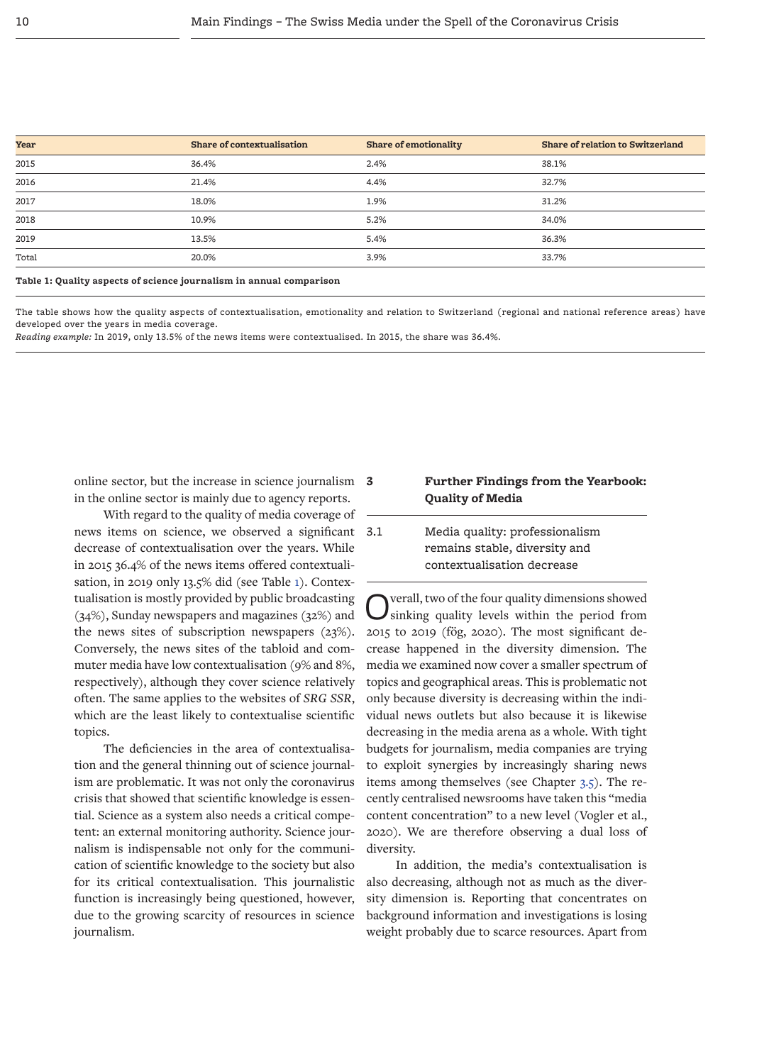| Year | Share of contextualisation | Share of emotionality | Share of relation to Switzerland |
|---|---|---|---|
| 2015 | 36.4% | 2.4% | 38.1% |
| 2016 | 21.4% | 4.4% | 32.7% |
| 2017 | 18.0% | 1.9% | 31.2% |
| 2018 | 10.9% | 5.2% | 34.0% |
| 2019 | 13.5% | 5.4% | 36.3% |
| Total | 20.0% | 3.9% | 33.7% |

**Table 1: Quality aspects of science journalism in annual comparison**

The table shows how the quality aspects of contextualisation, emotionality and relation to Switzerland (regional and national reference areas) have developed over the years in media coverage.
*Reading example:* In 2019, only 13.5% of the news items were contextualised. In 2015, the share was 36.4%.

online sector, but the increase in science journalism in the online sector is mainly due to agency reports.

With regard to the quality of media coverage of news items on science, we observed a significant decrease of contextualisation over the years. While in 2015 36.4% of the news items offered contextualisation, in 2019 only 13.5% did (see Table 1). Contextualisation is mostly provided by public broadcasting (34%), Sunday newspapers and magazines (32%) and the news sites of subscription newspapers (23%). Conversely, the news sites of the tabloid and commuter media have low contextualisation (9% and 8%, respectively), although they cover science relatively often. The same applies to the websites of *SRG SSR*, which are the least likely to contextualise scientific topics.

The deficiencies in the area of contextualisation and the general thinning out of science journalism are problematic. It was not only the coronavirus crisis that showed that scientific knowledge is essential. Science as a system also needs a critical competent: an external monitoring authority. Science journalism is indispensable not only for the communication of scientific knowledge to the society but also for its critical contextualisation. This journalistic function is increasingly being questioned, however, due to the growing scarcity of resources in science journalism.

## 3 Further Findings from the Yearbook: Quality of Media

### 3.1 Media quality: professionalism remains stable, diversity and contextualisation decrease

Overall, two of the four quality dimensions showed sinking quality levels within the period from 2015 to 2019 (fög, 2020). The most significant decrease happened in the diversity dimension. The media we examined now cover a smaller spectrum of topics and geographical areas. This is problematic not only because diversity is decreasing within the individual news outlets but also because it is likewise decreasing in the media arena as a whole. With tight budgets for journalism, media companies are trying to exploit synergies by increasingly sharing news items among themselves (see Chapter 3.5). The recently centralised newsrooms have taken this "media content concentration" to a new level (Vogler et al., 2020). We are therefore observing a dual loss of diversity.

In addition, the media's contextualisation is also decreasing, although not as much as the diversity dimension is. Reporting that concentrates on background information and investigations is losing weight probably due to scarce resources. Apart from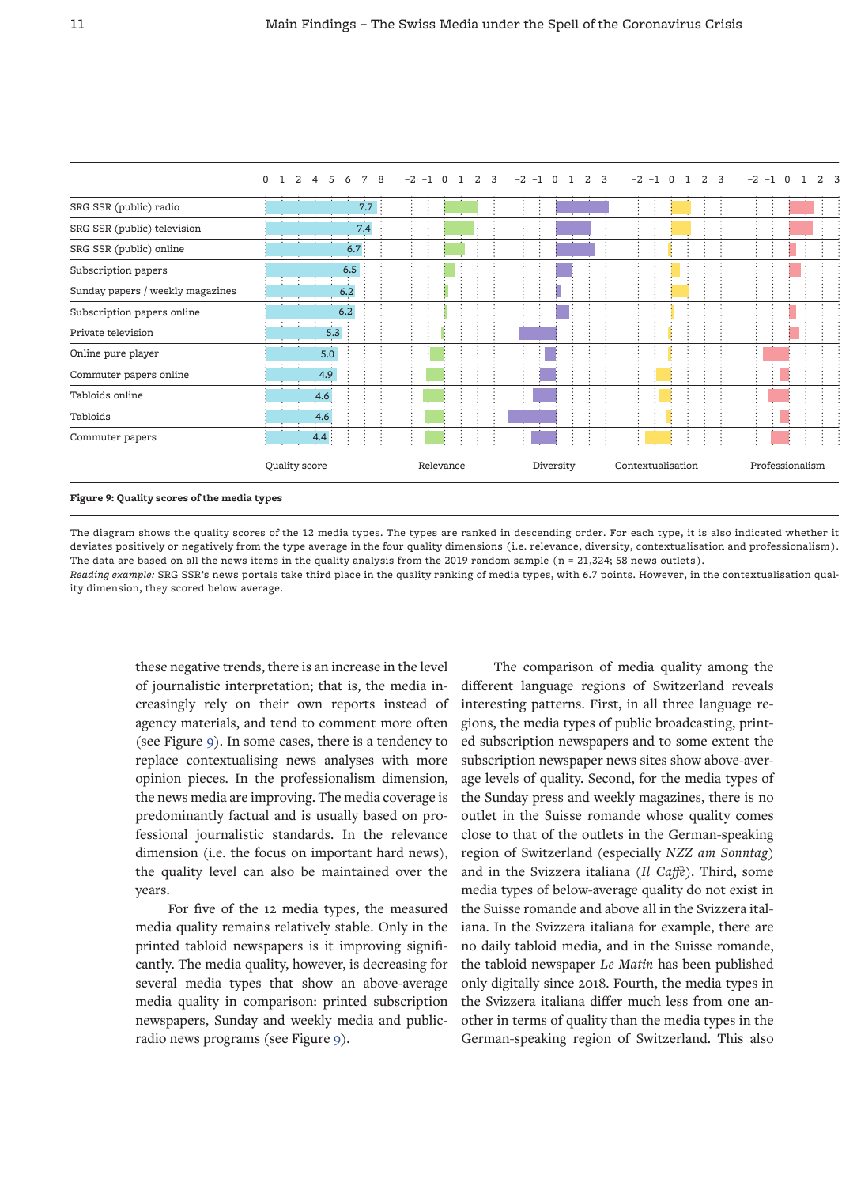| | Quality score | Relevance | Diversity | Contextualisation | Professionalism |
|---|---|---|---|---|---|
| SRG SSR (public) radio | 7.7 | | | | |
| SRG SSR (public) television | 7.4 | | | | |
| SRG SSR (public) online | 6.7 | | | | |
| Subscription papers | 6.5 | | | | |
| Sunday papers / weekly magazines | 6.2 | | | | |
| Subscription papers online | 6.2 | | | | |
| Private television | 5.3 | | | | |
| Online pure player | 5.0 | | | | |
| Commuter papers online | 4.9 | | | | |
| Tabloids online | 4.6 | | | | |
| Tabloids | 4.6 | | | | |
| Commuter papers | 4.4 | | | | |

**Figure 9: Quality scores of the media types**

The diagram shows the quality scores of the 12 media types. The types are ranked in descending order. For each type, it is also indicated whether it deviates positively or negatively from the type average in the four quality dimensions (i.e. relevance, diversity, contextualisation and professionalism). The data are based on all the news items in the quality analysis from the 2019 random sample (n = 21,324; 58 news outlets).
*Reading example:* SRG SSR's news portals take third place in the quality ranking of media types, with 6.7 points. However, in the contextualisation quality dimension, they scored below average.

these negative trends, there is an increase in the level of journalistic interpretation; that is, the media increasingly rely on their own reports instead of agency materials, and tend to comment more often (see Figure 9). In some cases, there is a tendency to replace contextualising news analyses with more opinion pieces. In the professionalism dimension, the news media are improving. The media coverage is predominantly factual and is usually based on professional journalistic standards. In the relevance dimension (i.e. the focus on important hard news), the quality level can also be maintained over the years.

For five of the 12 media types, the measured media quality remains relatively stable. Only in the printed tabloid newspapers is it improving significantly. The media quality, however, is decreasing for several media types that show an above-average media quality in comparison: printed subscription newspapers, Sunday and weekly media and public-radio news programs (see Figure 9).

The comparison of media quality among the different language regions of Switzerland reveals interesting patterns. First, in all three language regions, the media types of public broadcasting, printed subscription newspapers and to some extent the subscription newspaper news sites show above-average levels of quality. Second, for the media types of the Sunday press and weekly magazines, there is no outlet in the Suisse romande whose quality comes close to that of the outlets in the German-speaking region of Switzerland (especially *NZZ am Sonntag*) and in the Svizzera italiana (*Il Caffè*). Third, some media types of below-average quality do not exist in the Suisse romande and above all in the Svizzera italiana. In the Svizzera italiana for example, there are no daily tabloid media, and in the Suisse romande, the tabloid newspaper *Le Matin* has been published only digitally since 2018. Fourth, the media types in the Svizzera italiana differ much less from one another in terms of quality than the media types in the German-speaking region of Switzerland. This also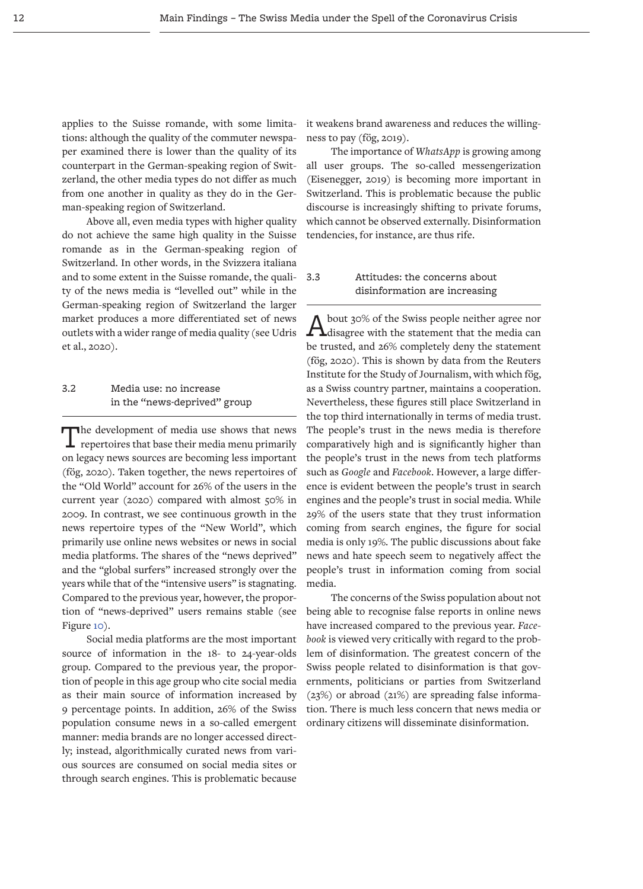applies to the Suisse romande, with some limitations: although the quality of the commuter newspaper examined there is lower than the quality of its counterpart in the German-speaking region of Switzerland, the other media types do not differ as much from one another in quality as they do in the German-speaking region of Switzerland.

Above all, even media types with higher quality do not achieve the same high quality in the Suisse romande as in the German-speaking region of Switzerland. In other words, in the Svizzera italiana and to some extent in the Suisse romande, the quality of the news media is "levelled out" while in the German-speaking region of Switzerland the larger market produces a more differentiated set of news outlets with a wider range of media quality (see Udris et al., 2020).

### 3.2 Media use: no increase in the "news-deprived" group

The development of media use shows that news repertoires that base their media menu primarily on legacy news sources are becoming less important (fög, 2020). Taken together, the news repertoires of the "Old World" account for 26% of the users in the current year (2020) compared with almost 50% in 2009. In contrast, we see continuous growth in the news repertoire types of the "New World", which primarily use online news websites or news in social media platforms. The shares of the "news deprived" and the "global surfers" increased strongly over the years while that of the "intensive users" is stagnating. Compared to the previous year, however, the proportion of "news-deprived" users remains stable (see Figure 10).

Social media platforms are the most important source of information in the 18- to 24-year-olds group. Compared to the previous year, the proportion of people in this age group who cite social media as their main source of information increased by 9 percentage points. In addition, 26% of the Swiss population consume news in a so-called emergent manner: media brands are no longer accessed directly; instead, algorithmically curated news from various sources are consumed on social media sites or through search engines. This is problematic because it weakens brand awareness and reduces the willingness to pay (fög, 2019).

The importance of *WhatsApp* is growing among all user groups. The so-called messengerization (Eisenegger, 2019) is becoming more important in Switzerland. This is problematic because the public discourse is increasingly shifting to private forums, which cannot be observed externally. Disinformation tendencies, for instance, are thus rife.

### 3.3 Attitudes: the concerns about disinformation are increasing

About 30% of the Swiss people neither agree nor disagree with the statement that the media can be trusted, and 26% completely deny the statement (fög, 2020). This is shown by data from the Reuters Institute for the Study of Journalism, with which fög, as a Swiss country partner, maintains a cooperation. Nevertheless, these figures still place Switzerland in the top third internationally in terms of media trust. The people's trust in the news media is therefore comparatively high and is significantly higher than the people's trust in the news from tech platforms such as *Google* and *Facebook*. However, a large difference is evident between the people's trust in search engines and the people's trust in social media. While 29% of the users state that they trust information coming from search engines, the figure for social media is only 19%. The public discussions about fake news and hate speech seem to negatively affect the people's trust in information coming from social media.

The concerns of the Swiss population about not being able to recognise false reports in online news have increased compared to the previous year. *Facebook* is viewed very critically with regard to the problem of disinformation. The greatest concern of the Swiss people related to disinformation is that governments, politicians or parties from Switzerland (23%) or abroad (21%) are spreading false information. There is much less concern that news media or ordinary citizens will disseminate disinformation.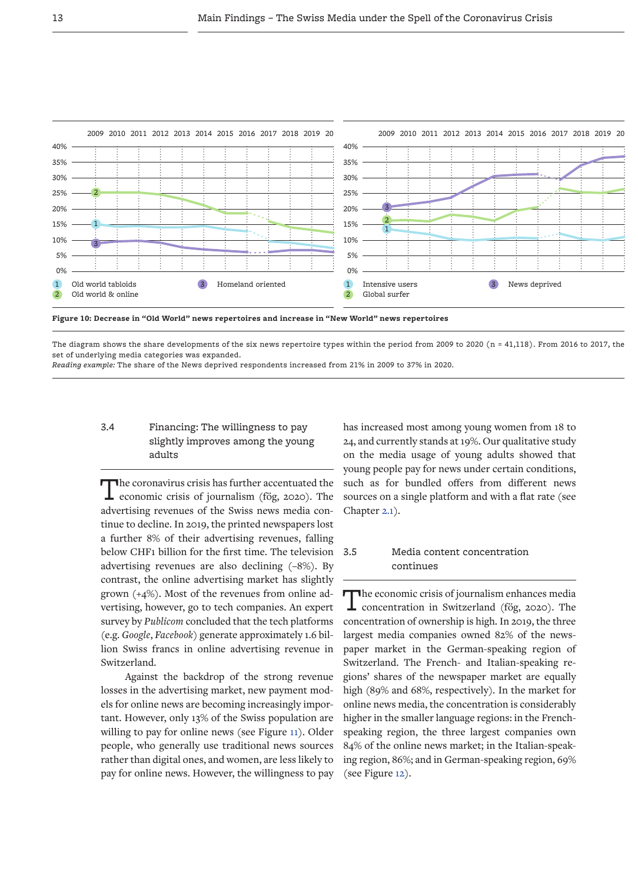**Figure 10: Decrease in "Old World" news repertoires and increase in "New World" news repertoires**

The diagram shows the share developments of the six news repertoire types within the period from 2009 to 2020 (n = 41,118). From 2016 to 2017, the set of underlying media categories was expanded.
*Reading example:* The share of the News deprived respondents increased from 21% in 2009 to 37% in 2020.

### 3.4 Financing: The willingness to pay slightly improves among the young adults

The coronavirus crisis has further accentuated the economic crisis of journalism (fög, 2020). The advertising revenues of the Swiss news media continue to decline. In 2019, the printed newspapers lost a further 8% of their advertising revenues, falling below CHF1 billion for the first time. The television advertising revenues are also declining (–8%). By contrast, the online advertising market has slightly grown (+4%). Most of the revenues from online advertising, however, go to tech companies. An expert survey by *Publicom* concluded that the tech platforms (e.g. *Google*, *Facebook*) generate approximately 1.6 billion Swiss francs in online advertising revenue in Switzerland.

Against the backdrop of the strong revenue losses in the advertising market, new payment models for online news are becoming increasingly important. However, only 13% of the Swiss population are willing to pay for online news (see Figure 11). Older people, who generally use traditional news sources rather than digital ones, and women, are less likely to pay for online news. However, the willingness to pay has increased most among young women from 18 to 24, and currently stands at 19%. Our qualitative study on the media usage of young adults showed that young people pay for news under certain conditions, such as for bundled offers from different news sources on a single platform and with a flat rate (see Chapter 2.1).

### 3.5 Media content concentration continues

The economic crisis of journalism enhances media concentration in Switzerland (fög, 2020). The concentration of ownership is high. In 2019, the three largest media companies owned 82% of the newspaper market in the German-speaking region of Switzerland. The French- and Italian-speaking regions' shares of the newspaper market are equally high (89% and 68%, respectively). In the market for online news media, the concentration is considerably higher in the smaller language regions: in the French-speaking region, the three largest companies own 84% of the online news market; in the Italian-speaking region, 86%; and in German-speaking region, 69% (see Figure 12).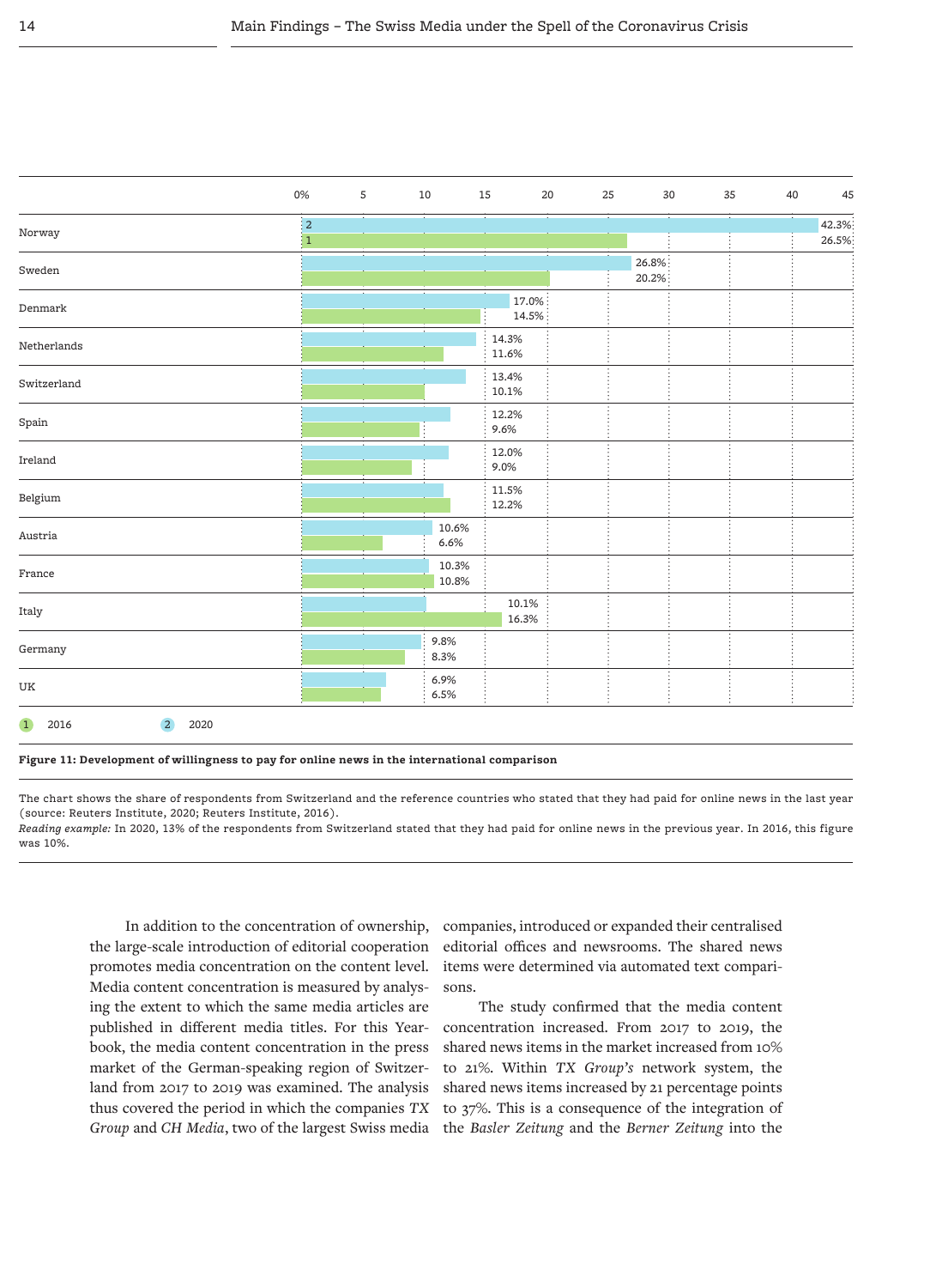| Country | 2020 | 2016 |
|---|---|---|
| Norway | 42.3% | 26.5% |
| Sweden | 26.8% | 20.2% |
| Denmark | 17.0% | 14.5% |
| Netherlands | 14.3% | 11.6% |
| Switzerland | 13.4% | 10.1% |
| Spain | 12.2% | 9.6% |
| Ireland | 12.0% | 9.0% |
| Belgium | 11.5% | 12.2% |
| Austria | 10.6% | 6.6% |
| France | 10.3% | 10.8% |
| Italy | 10.1% | 16.3% |
| Germany | 9.8% | 8.3% |
| UK | 6.9% | 6.5% |

**Figure 11: Development of willingness to pay for online news in the international comparison**

The chart shows the share of respondents from Switzerland and the reference countries who stated that they had paid for online news in the last year (source: Reuters Institute, 2020; Reuters Institute, 2016).
*Reading example:* In 2020, 13% of the respondents from Switzerland stated that they had paid for online news in the previous year. In 2016, this figure was 10%.

In addition to the concentration of ownership, the large-scale introduction of editorial cooperation promotes media concentration on the content level. Media content concentration is measured by analysing the extent to which the same media articles are published in different media titles. For this Yearbook, the media content concentration in the press market of the German-speaking region of Switzerland from 2017 to 2019 was examined. The analysis thus covered the period in which the companies *TX Group* and *CH Media*, two of the largest Swiss media companies, introduced or expanded their centralised editorial offices and newsrooms. The shared news items were determined via automated text comparisons.

The study confirmed that the media content concentration increased. From 2017 to 2019, the shared news items in the market increased from 10% to 21%. Within *TX Group's* network system, the shared news items increased by 21 percentage points to 37%. This is a consequence of the integration of the *Basler Zeitung* and the *Berner Zeitung* into the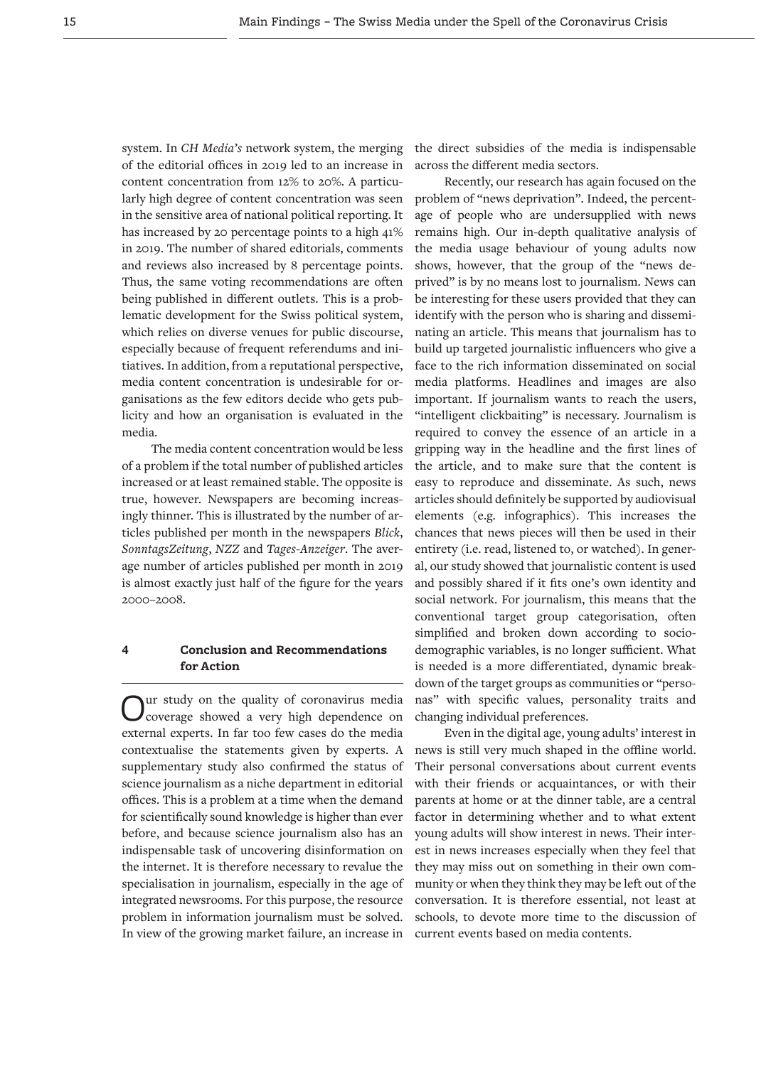system. In *CH Media's* network system, the merging of the editorial offices in 2019 led to an increase in content concentration from 12% to 20%. A particularly high degree of content concentration was seen in the sensitive area of national political reporting. It has increased by 20 percentage points to a high 41% in 2019. The number of shared editorials, comments and reviews also increased by 8 percentage points. Thus, the same voting recommendations are often being published in different outlets. This is a problematic development for the Swiss political system, which relies on diverse venues for public discourse, especially because of frequent referendums and initiatives. In addition, from a reputational perspective, media content concentration is undesirable for organisations as the few editors decide who gets publicity and how an organisation is evaluated in the media.

The media content concentration would be less of a problem if the total number of published articles increased or at least remained stable. The opposite is true, however. Newspapers are becoming increasingly thinner. This is illustrated by the number of articles published per month in the newspapers *Blick*, *SonntagsZeitung*, *NZZ* and *Tages-Anzeiger*. The average number of articles published per month in 2019 is almost exactly just half of the figure for the years 2000–2008.

## 4 Conclusion and Recommendations for Action

Our study on the quality of coronavirus media coverage showed a very high dependence on external experts. In far too few cases do the media contextualise the statements given by experts. A supplementary study also confirmed the status of science journalism as a niche department in editorial offices. This is a problem at a time when the demand for scientifically sound knowledge is higher than ever before, and because science journalism also has an indispensable task of uncovering disinformation on the internet. It is therefore necessary to revalue the specialisation in journalism, especially in the age of integrated newsrooms. For this purpose, the resource problem in information journalism must be solved. In view of the growing market failure, an increase in the direct subsidies of the media is indispensable across the different media sectors.

Recently, our research has again focused on the problem of "news deprivation". Indeed, the percentage of people who are undersupplied with news remains high. Our in-depth qualitative analysis of the media usage behaviour of young adults now shows, however, that the group of the "news deprived" is by no means lost to journalism. News can be interesting for these users provided that they can identify with the person who is sharing and disseminating an article. This means that journalism has to build up targeted journalistic influencers who give a face to the rich information disseminated on social media platforms. Headlines and images are also important. If journalism wants to reach the users, "intelligent clickbaiting" is necessary. Journalism is required to convey the essence of an article in a gripping way in the headline and the first lines of the article, and to make sure that the content is easy to reproduce and disseminate. As such, news articles should definitely be supported by audiovisual elements (e.g. infographics). This increases the chances that news pieces will then be used in their entirety (i.e. read, listened to, or watched). In general, our study showed that journalistic content is used and possibly shared if it fits one's own identity and social network. For journalism, this means that the conventional target group categorisation, often simplified and broken down according to socio-demographic variables, is no longer sufficient. What is needed is a more differentiated, dynamic breakdown of the target groups as communities or "personas" with specific values, personality traits and changing individual preferences.

Even in the digital age, young adults' interest in news is still very much shaped in the offline world. Their personal conversations about current events with their friends or acquaintances, or with their parents at home or at the dinner table, are a central factor in determining whether and to what extent young adults will show interest in news. Their interest in news increases especially when they feel that they may miss out on something in their own community or when they think they may be left out of the conversation. It is therefore essential, not least at schools, to devote more time to the discussion of current events based on media contents.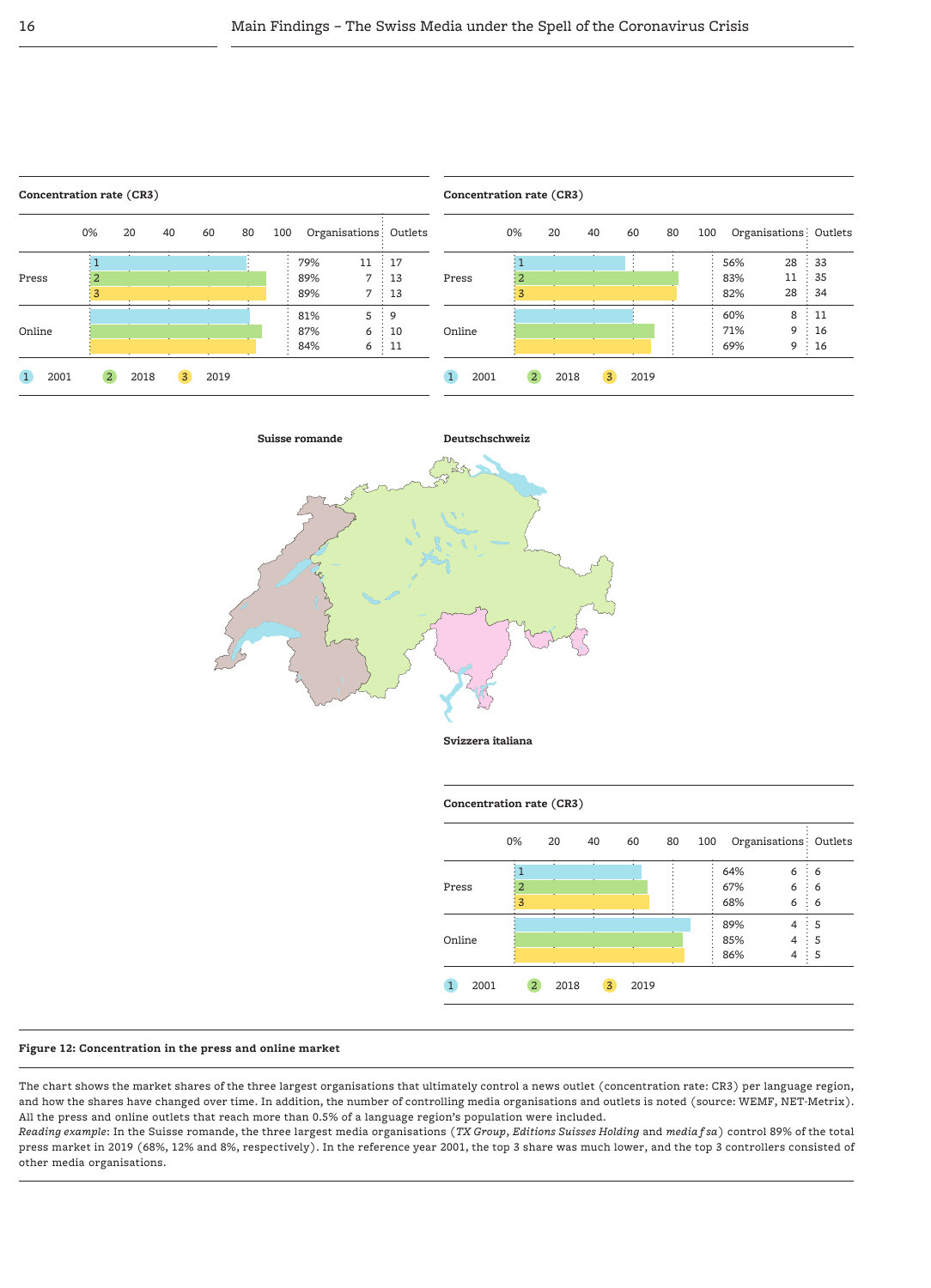**Suisse romande**

**Concentration rate (CR3)**

| | Year | CR3 | Organisations | Outlets |
|---|---|---|---|---|
| Press | 2001 | 79% | 11 | 17 |
| | 2018 | 89% | 7 | 13 |
| | 2019 | 89% | 7 | 13 |
| Online | 2001 | 81% | 5 | 9 |
| | 2018 | 87% | 6 | 10 |
| | 2019 | 84% | 6 | 11 |

**Deutschschweiz**

**Concentration rate (CR3)**

| | Year | CR3 | Organisations | Outlets |
|---|---|---|---|---|
| Press | 2001 | 56% | 28 | 33 |
| | 2018 | 83% | 11 | 35 |
| | 2019 | 82% | 28 | 34 |
| Online | 2001 | 60% | 8 | 11 |
| | 2018 | 71% | 9 | 16 |
| | 2019 | 69% | 9 | 16 |

**Svizzera italiana**

**Concentration rate (CR3)**

| | Year | CR3 | Organisations | Outlets |
|---|---|---|---|---|
| Press | 2001 | 64% | 6 | 6 |
| | 2018 | 67% | 6 | 6 |
| | 2019 | 68% | 6 | 6 |
| Online | 2001 | 89% | 4 | 5 |
| | 2018 | 85% | 4 | 5 |
| | 2019 | 86% | 4 | 5 |

**Figure 12: Concentration in the press and online market**

The chart shows the market shares of the three largest organisations that ultimately control a news outlet (concentration rate: CR3) per language region, and how the shares have changed over time. In addition, the number of controlling media organisations and outlets is noted (source: WEMF, NET-Metrix). All the press and online outlets that reach more than 0.5% of a language region's population were included.
*Reading example*: In the Suisse romande, the three largest media organisations (*TX Group*, *Editions Suisses Holding* and *media f sa*) control 89% of the total press market in 2019 (68%, 12% and 8%, respectively). In the reference year 2001, the top 3 share was much lower, and the top 3 controllers consisted of other media organisations.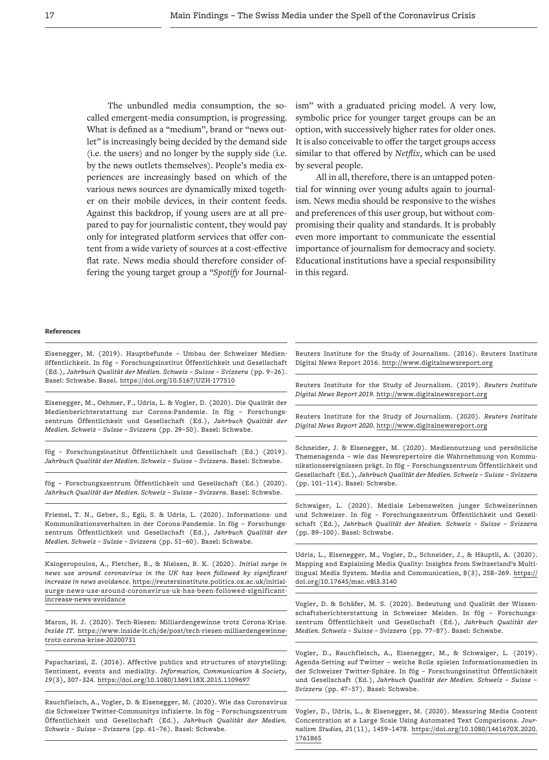The unbundled media consumption, the so-called emergent-media consumption, is progressing. What is defined as a "medium", brand or "news outlet" is increasingly being decided by the demand side (i.e. the users) and no longer by the supply side (i.e. by the news outlets themselves). People's media experiences are increasingly based on which of the various news sources are dynamically mixed together on their mobile devices, in their content feeds. Against this backdrop, if young users are at all prepared to pay for journalistic content, they would pay only for integrated platform services that offer content from a wide variety of sources at a cost-effective flat rate. News media should therefore consider offering the young target group a "*Spotify* for Journalism" with a graduated pricing model. A very low, symbolic price for younger target groups can be an option, with successively higher rates for older ones. It is also conceivable to offer the target groups access similar to that offered by *Netflix*, which can be used by several people.

All in all, therefore, there is an untapped potential for winning over young adults again to journalism. News media should be responsive to the wishes and preferences of this user group, but without compromising their quality and standards. It is probably even more important to communicate the essential importance of journalism for democracy and society. Educational institutions have a special responsibility in this regard.

**References**

Eisenegger, M. (2019). Hauptbefunde – Umbau der Schweizer Medienöffentlichkeit. In fög – Forschungsinstitut Öffentlichkeit und Gesellschaft (Ed.), *Jahrbuch Qualität der Medien. Schweiz – Suisse – Svizzera* (pp. 9–26). Basel: Schwabe. Basel. https://doi.org/10.5167/UZH-177510

Eisenegger, M., Oehmer, F., Udris, L. & Vogler, D. (2020). Die Qualität der Medienberichterstattung zur Corona-Pandemie. In fög – Forschungszentrum Öffentlichkeit und Gesellschaft (Ed.), *Jahrbuch Qualität der Medien. Schweiz – Suisse – Svizzera* (pp. 29–50). Basel: Schwabe.

fög – Forschungsinstitut Öffentlichkeit und Gesellschaft (Ed.) (2019). *Jahrbuch Qualität der Medien. Schweiz – Suisse – Svizzera*. Basel: Schwabe.

fög – Forschungszentrum Öffentlichkeit und Gesellschaft (Ed.) (2020). *Jahrbuch Qualität der Medien. Schweiz – Suisse – Svizzera*. Basel: Schwabe.

Friemel, T. N., Geber, S., Egli, S. & Udris, L. (2020). Informations- und Kommunikationsverhalten in der Corona-Pandemie. In fög – Forschungszentrum Öffentlichkeit und Gesellschaft (Ed.), *Jahrbuch Qualität der Medien. Schweiz – Suisse – Svizzera* (pp. 51–60). Basel: Schwabe.

Kalogeropoulos, A., Fletcher, R., & Nielsen, R. K. (2020). *Initial surge in news use around coronavirus in the UK has been followed by significant increase in news avoidance.* https://reutersinstitute.politics.ox.ac.uk/initial-surge-news-use-around-coronavirus-uk-has-been-followed-significant-increase-news-avoidance

Maron, H. J. (2020). Tech-Riesen: Milliardengewinne trotz Corona-Krise. *Inside IT.* https://www.inside-it.ch/de/post/tech-riesen-milliardengewinne-trotz-corona-krise-20200731

Papacharissi, Z. (2016). Affective publics and structures of storytelling: Sentiment, events and mediality. *Information, Communication & Society, 19*(3), 307–324. https://doi.org/10.1080/1369118X.2015.1109697

Rauchfleisch, A., Vogler, D. & Eisenegger, M. (2020). Wie das Coronavirus die Schweizer Twitter-Communitys infizierte. In fög – Forschungszentrum Öffentlichkeit und Gesellschaft (Ed.), *Jahrbuch Qualität der Medien. Schweiz – Suisse – Svizzera* (pp. 61–76). Basel: Schwabe.

Reuters Institute for the Study of Journalism. (2016). Reuters Institute Digital News Report 2016. http://www.digitalnewsreport.org

Reuters Institute for the Study of Journalism. (2019). *Reuters Institute Digital News Report 2019.* http://www.digitalnewsreport.org

Reuters Institute for the Study of Journalism. (2020). *Reuters Institute Digital News Report 2020.* http://www.digitalnewsreport.org

Schneider, J. & Eisenegger, M. (2020). Mediennutzung und persönliche Themenagenda – wie das Newsrepertoire die Wahrnehmung von Kommunikationsereignissen prägt. In fög – Forschungszentrum Öffentlichkeit und Gesellschaft (Ed.), *Jahrbuch Qualität der Medien. Schweiz – Suisse – Svizzera* (pp. 101–114). Basel: Schwabe.

Schwaiger, L. (2020). Mediale Lebenswelten junger Schweizerinnen und Schweizer. In fög – Forschungszentrum Öffentlichkeit und Gesellschaft (Ed.), *Jahrbuch Qualität der Medien. Schweiz – Suisse – Svizzera* (pp. 89–100). Basel: Schwabe.

Udris, L., Eisenegger, M., Vogler, D., Schneider, J., & Häuptli, A. (2020). Mapping and Explaining Media Quality: Insights from Switzerland's Multilingual Media System. Media and Communication, 8(3), 258–269. https://doi.org/10.17645/mac.v8i3.3140

Vogler, D. & Schäfer, M. S. (2020). Bedeutung und Qualität der Wissenschaftsberichterstattung in Schweizer Meiden. In fög – Forschungszentrum Öffentlichkeit und Gesellschaft (Ed.), *Jahrbuch Qualität der Medien. Schweiz – Suisse – Svizzera* (pp. 77–87). Basel: Schwabe.

Vogler, D., Rauchfleisch, A., Eisenegger, M., & Schwaiger, L. (2019). Agenda-Setting auf Twitter – welche Rolle spielen Informationsmedien in der Schweizer Twitter-Sphäre. In fög – Forschungsinstitut Öffentlichkeit und Gesellschaft (Ed.), *Jahrbuch Qualität der Medien. Schweiz – Suisse – Svizzera* (pp. 47–57). Basel: Schwabe.

Vogler, D., Udris, L., & Eisenegger, M. (2020). Measuring Media Content Concentration at a Large Scale Using Automated Text Comparisons. *Journalism Studies, 21*(11), 1459–1478. https://doi.org/10.1080/1461670X.2020.1761865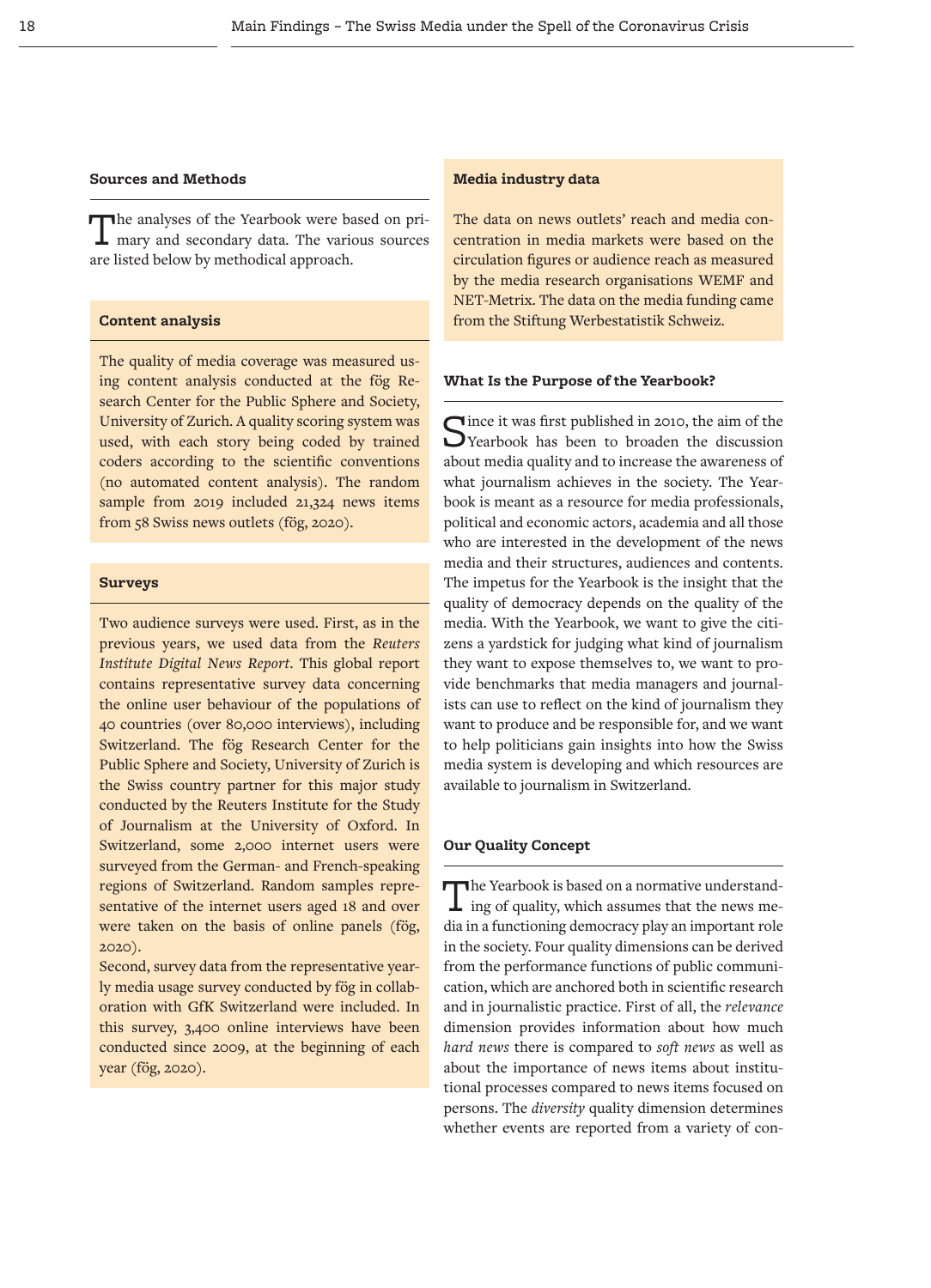## Sources and Methods

The analyses of the Yearbook were based on primary and secondary data. The various sources are listed below by methodical approach.

### Content analysis

The quality of media coverage was measured using content analysis conducted at the fög Research Center for the Public Sphere and Society, University of Zurich. A quality scoring system was used, with each story being coded by trained coders according to the scientific conventions (no automated content analysis). The random sample from 2019 included 21,324 news items from 58 Swiss news outlets (fög, 2020).

### Surveys

Two audience surveys were used. First, as in the previous years, we used data from the *Reuters Institute Digital News Report*. This global report contains representative survey data concerning the online user behaviour of the populations of 40 countries (over 80,000 interviews), including Switzerland. The fög Research Center for the Public Sphere and Society, University of Zurich is the Swiss country partner for this major study conducted by the Reuters Institute for the Study of Journalism at the University of Oxford. In Switzerland, some 2,000 internet users were surveyed from the German- and French-speaking regions of Switzerland. Random samples representative of the internet users aged 18 and over were taken on the basis of online panels (fög, 2020).

Second, survey data from the representative yearly media usage survey conducted by fög in collaboration with GfK Switzerland were included. In this survey, 3,400 online interviews have been conducted since 2009, at the beginning of each year (fög, 2020).

### Media industry data

The data on news outlets' reach and media concentration in media markets were based on the circulation figures or audience reach as measured by the media research organisations WEMF and NET-Metrix. The data on the media funding came from the Stiftung Werbestatistik Schweiz.

## What Is the Purpose of the Yearbook?

Since it was first published in 2010, the aim of the Yearbook has been to broaden the discussion about media quality and to increase the awareness of what journalism achieves in the society. The Yearbook is meant as a resource for media professionals, political and economic actors, academia and all those who are interested in the development of the news media and their structures, audiences and contents. The impetus for the Yearbook is the insight that the quality of democracy depends on the quality of the media. With the Yearbook, we want to give the citizens a yardstick for judging what kind of journalism they want to expose themselves to, we want to provide benchmarks that media managers and journalists can use to reflect on the kind of journalism they want to produce and be responsible for, and we want to help politicians gain insights into how the Swiss media system is developing and which resources are available to journalism in Switzerland.

## Our Quality Concept

The Yearbook is based on a normative understanding of quality, which assumes that the news media in a functioning democracy play an important role in the society. Four quality dimensions can be derived from the performance functions of public communication, which are anchored both in scientific research and in journalistic practice. First of all, the *relevance* dimension provides information about how much *hard news* there is compared to *soft news* as well as about the importance of news items about institutional processes compared to news items focused on persons. The *diversity* quality dimension determines whether events are reported from a variety of con-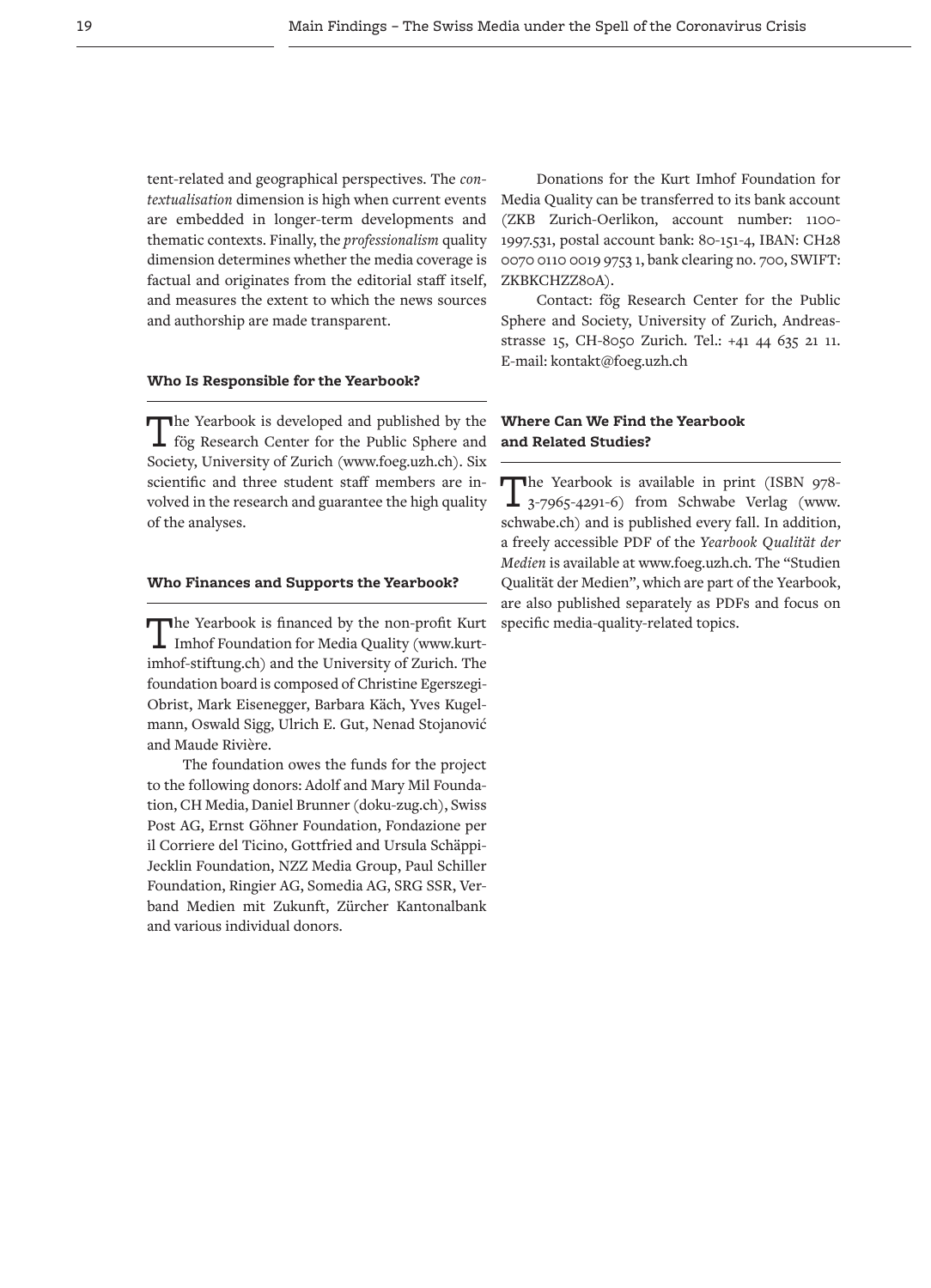tent-related and geographical perspectives. The *contextualisation* dimension is high when current events are embedded in longer-term developments and thematic contexts. Finally, the *professionalism* quality dimension determines whether the media coverage is factual and originates from the editorial staff itself, and measures the extent to which the news sources and authorship are made transparent.

#### Who Is Responsible for the Yearbook?

The Yearbook is developed and published by the fög Research Center for the Public Sphere and Society, University of Zurich (www.foeg.uzh.ch). Six scientific and three student staff members are involved in the research and guarantee the high quality of the analyses.

#### Who Finances and Supports the Yearbook?

The Yearbook is financed by the non-profit Kurt Imhof Foundation for Media Quality (www.kurt-imhof-stiftung.ch) and the University of Zurich. The foundation board is composed of Christine Egerszegi-Obrist, Mark Eisenegger, Barbara Käch, Yves Kugelmann, Oswald Sigg, Ulrich E. Gut, Nenad Stojanović and Maude Rivière.

The foundation owes the funds for the project to the following donors: Adolf and Mary Mil Foundation, CH Media, Daniel Brunner (doku-zug.ch), Swiss Post AG, Ernst Göhner Foundation, Fondazione per il Corriere del Ticino, Gottfried and Ursula Schäppi-Jecklin Foundation, NZZ Media Group, Paul Schiller Foundation, Ringier AG, Somedia AG, SRG SSR, Verband Medien mit Zukunft, Zürcher Kantonalbank and various individual donors.

Donations for the Kurt Imhof Foundation for Media Quality can be transferred to its bank account (ZKB Zurich-Oerlikon, account number: 1100-1997.531, postal account bank: 80-151-4, IBAN: CH28 0070 0110 0019 9753 1, bank clearing no. 700, SWIFT: ZKBKCHZZ80A).

Contact: fög Research Center for the Public Sphere and Society, University of Zurich, Andreasstrasse 15, CH-8050 Zurich. Tel.: +41 44 635 21 11. E-mail: kontakt@foeg.uzh.ch

#### Where Can We Find the Yearbook and Related Studies?

The Yearbook is available in print (ISBN 978-3-7965-4291-6) from Schwabe Verlag (www.schwabe.ch) and is published every fall. In addition, a freely accessible PDF of the *Yearbook Qualität der Medien* is available at www.foeg.uzh.ch. The "Studien Qualität der Medien", which are part of the Yearbook, are also published separately as PDFs and focus on specific media-quality-related topics.